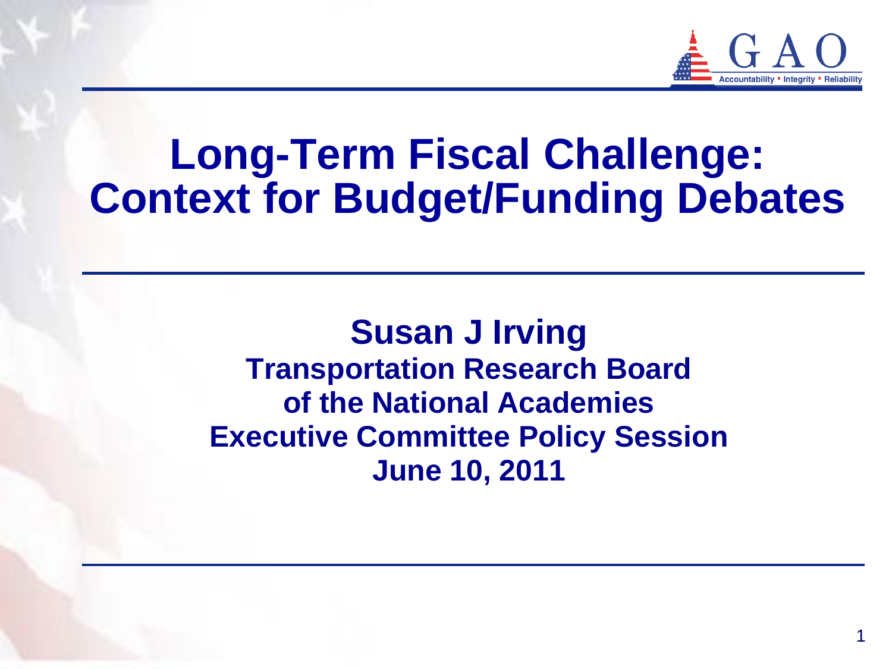# Long-Term Fiscal Challenge: Context for Budget/Funding Debates

**Susan J Irving**

**Transportation Research Board of the National Academies**

**Executive Committee Policy Session**

**June 10, 2011**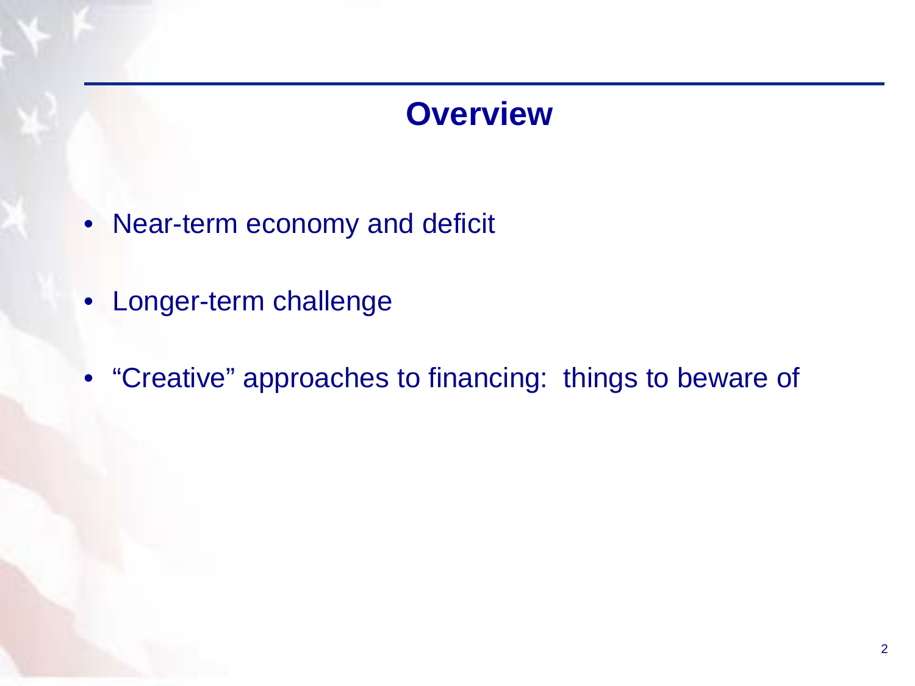# Overview

- Near-term economy and deficit
- Longer-term challenge
- “Creative” approaches to financing: things to beware of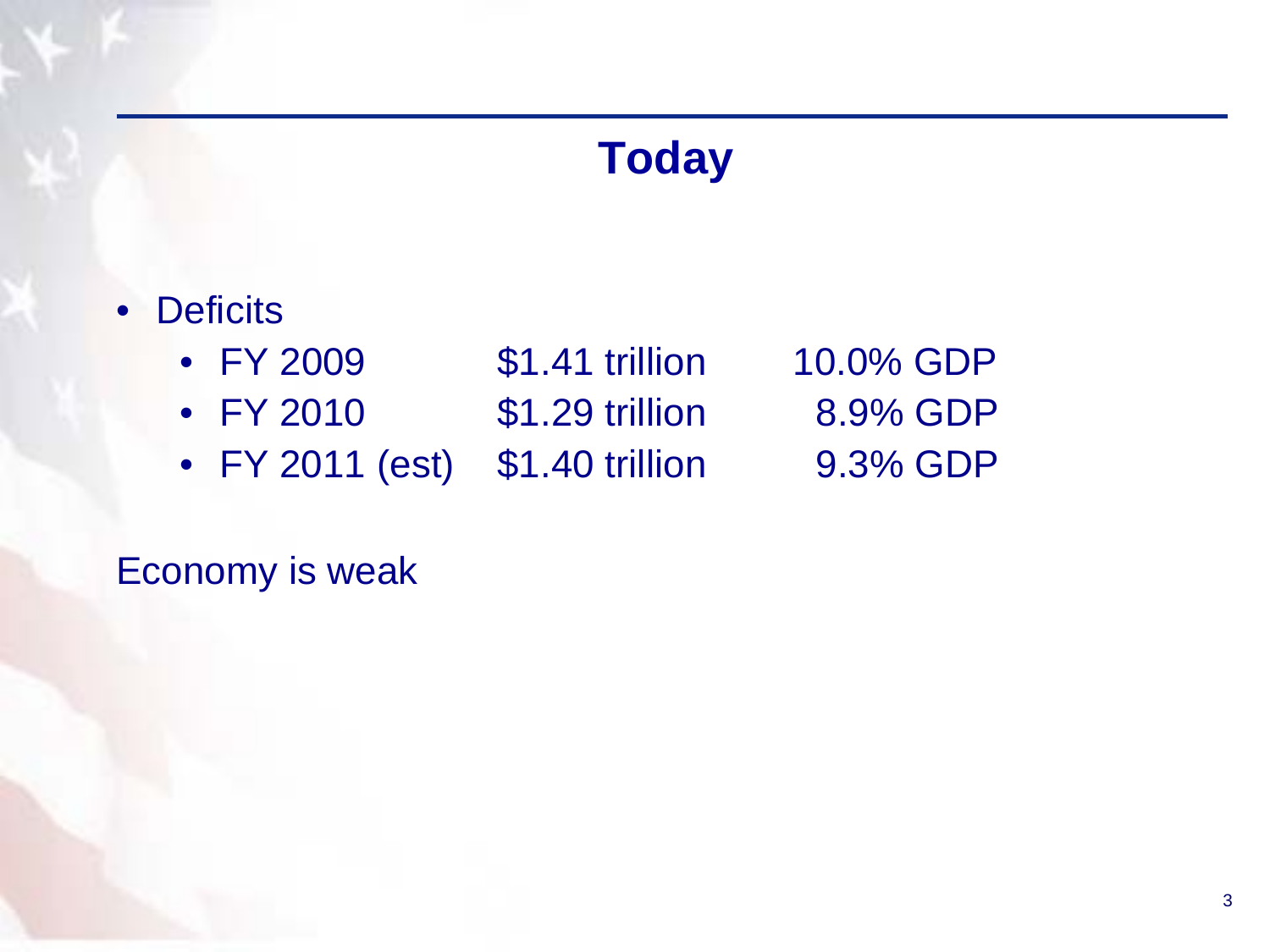# Today

- Deficits
  - FY 2009 $1.41 trillion 10.0% GDP
  - FY 2010 $1.29 trillion 8.9% GDP
  - FY 2011 (est) $1.40 trillion 9.3% GDP

Economy is weak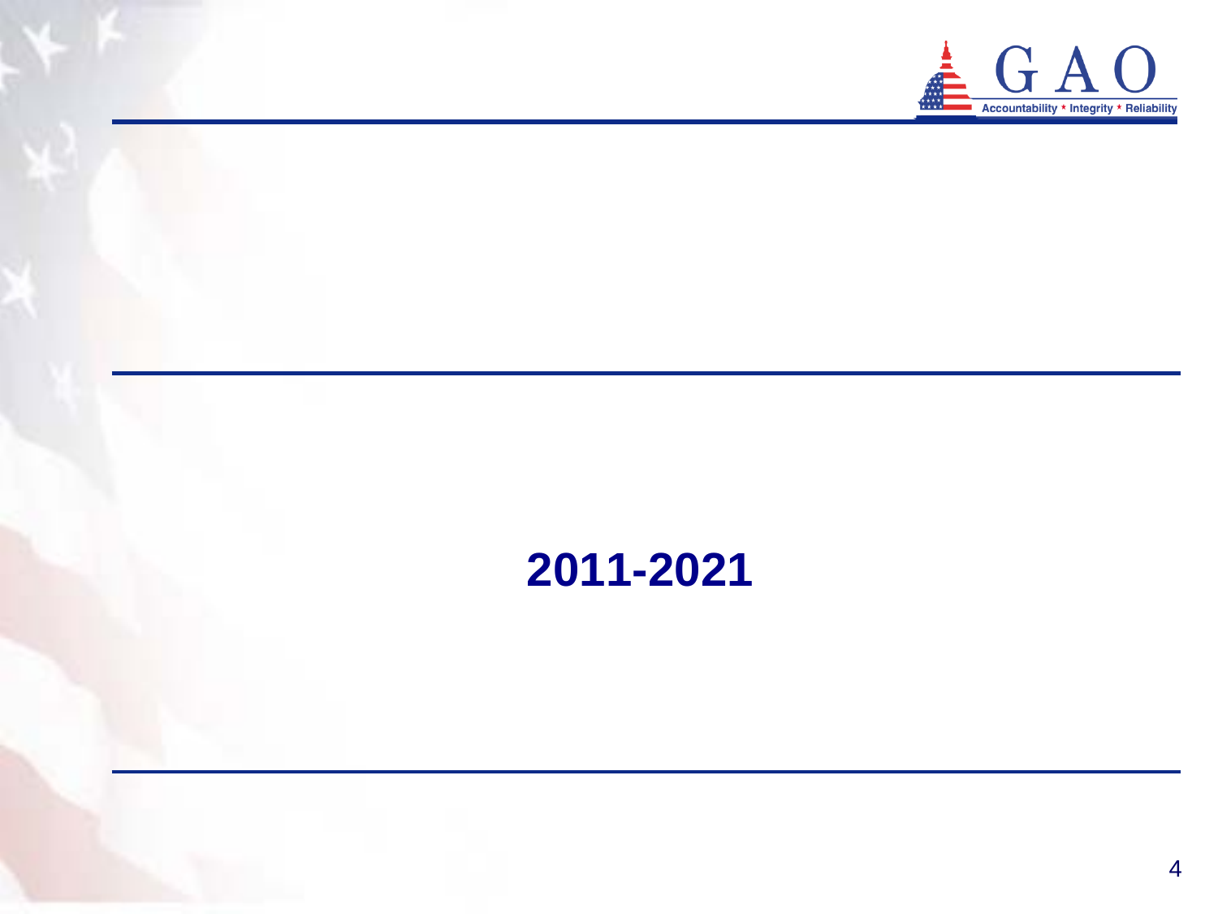# 2011-2021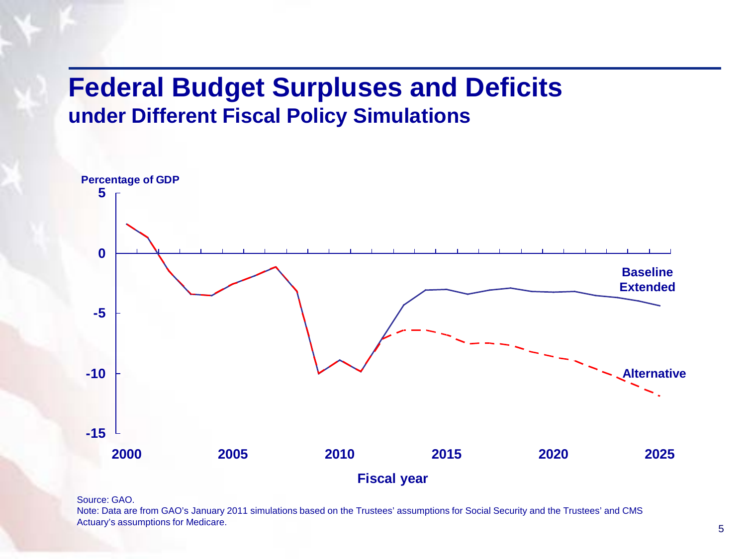# Federal Budget Surpluses and Deficits

## under Different Fiscal Policy Simulations

Percentage of GDP

Fiscal year

Baseline Extended

Alternative

Source: GAO.

Note: Data are from GAO's January 2011 simulations based on the Trustees' assumptions for Social Security and the Trustees' and CMS Actuary's assumptions for Medicare.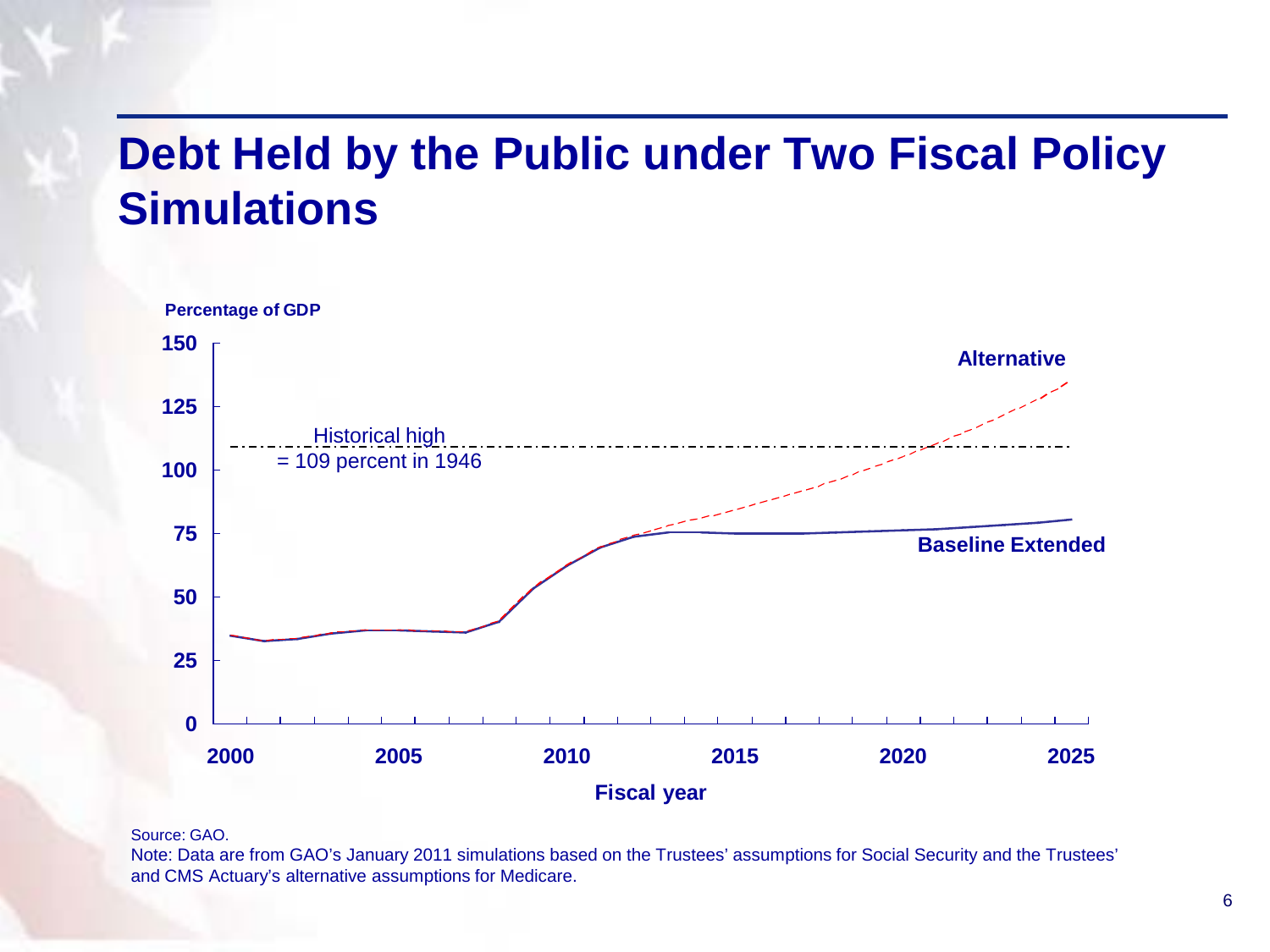# Debt Held by the Public under Two Fiscal Policy Simulations

Percentage of GDP

Historical high = 109 percent in 1946

Alternative

Baseline Extended

Fiscal year

Source: GAO.

Note: Data are from GAO's January 2011 simulations based on the Trustees' assumptions for Social Security and the Trustees' and CMS Actuary's alternative assumptions for Medicare.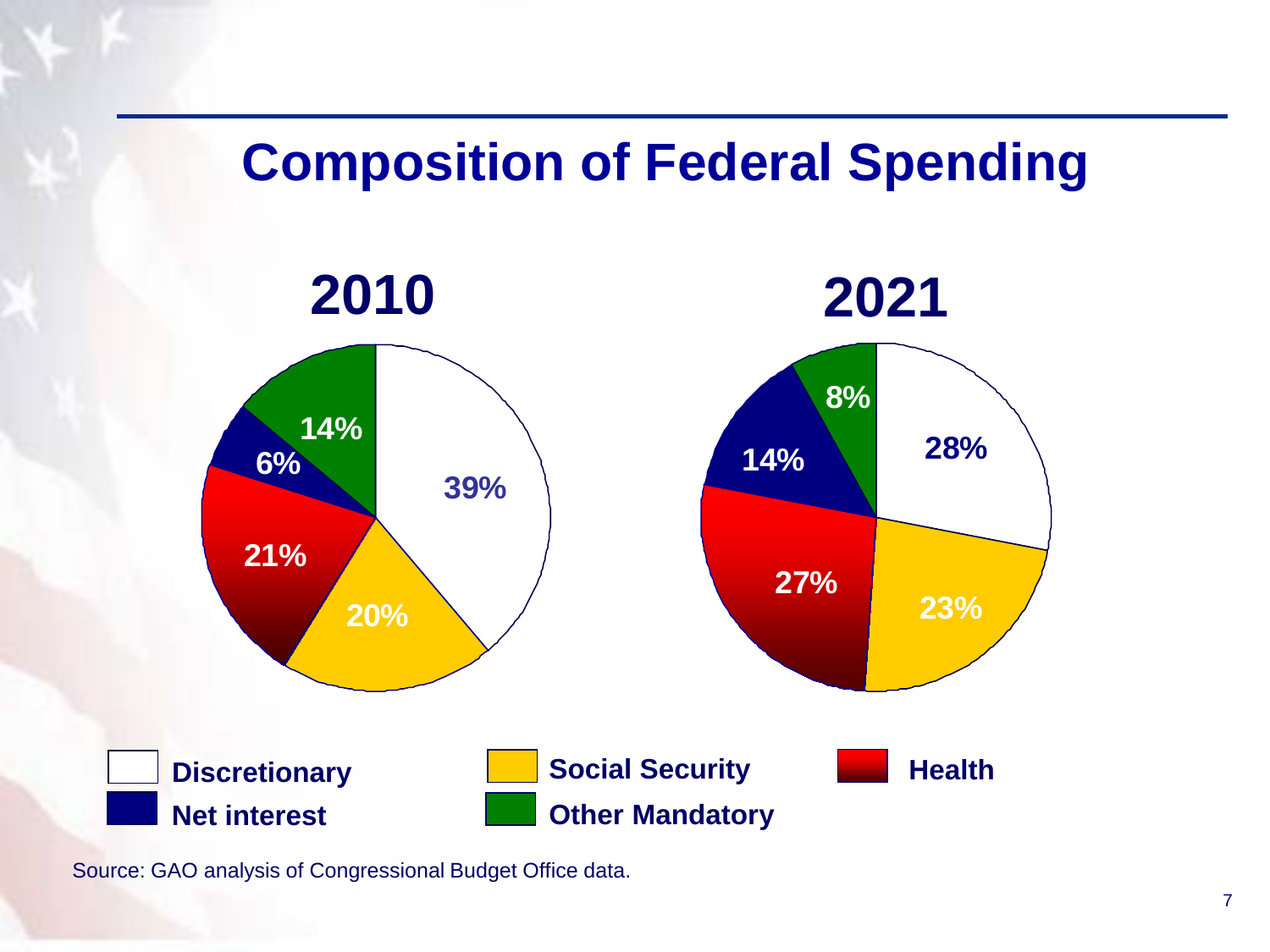# Composition of Federal Spending

| | 2010 | 2021 |
|---|---|---|
| Discretionary | 39% | 28% |
| Social Security | 20% | 23% |
| Health | 21% | 27% |
| Net interest | 6% | 14% |
| Other Mandatory | 14% | 8% |

Source: GAO analysis of Congressional Budget Office data.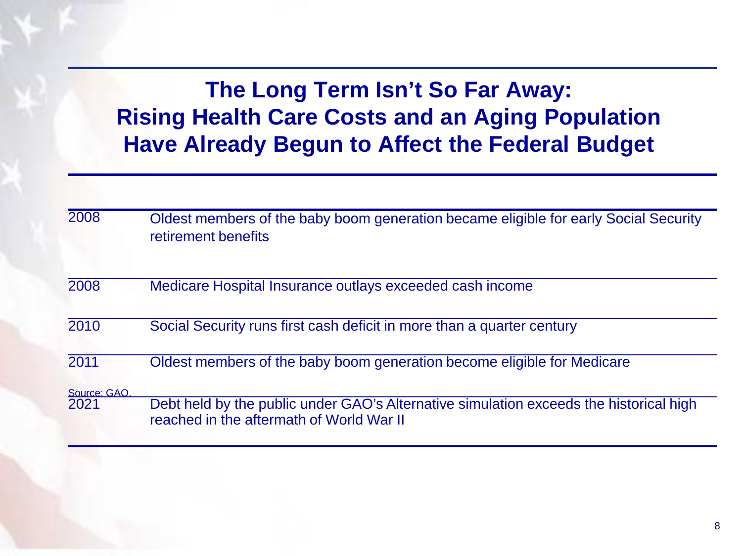# The Long Term Isn't So Far Away: Rising Health Care Costs and an Aging Population Have Already Begun to Affect the Federal Budget

| Year | Event |
| --- | --- |
| 2008 | Oldest members of the baby boom generation became eligible for early Social Security retirement benefits |
| 2008 | Medicare Hospital Insurance outlays exceeded cash income |
| 2010 | Social Security runs first cash deficit in more than a quarter century |
| 2011 | Oldest members of the baby boom generation become eligible for Medicare |
| 2021 | Debt held by the public under GAO's Alternative simulation exceeds the historical high reached in the aftermath of World War II |

Source: GAO.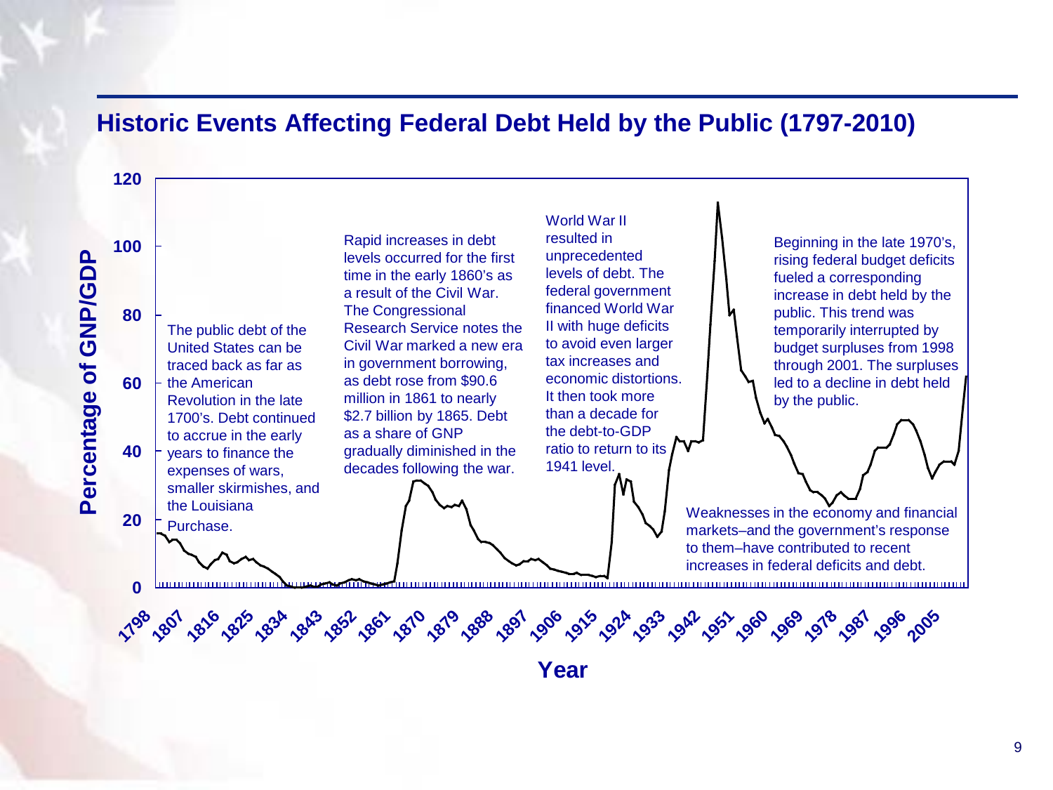## Historic Events Affecting Federal Debt Held by the Public (1797-2010)

The public debt of the United States can be traced back as far as the American Revolution in the late 1700's. Debt continued to accrue in the early years to finance the expenses of wars, smaller skirmishes, and the Louisiana Purchase.

Rapid increases in debt levels occurred for the first time in the early 1860's as a result of the Civil War. The Congressional Research Service notes the Civil War marked a new era in government borrowing, as debt rose from $90.6 million in 1861 to nearly $2.7 billion by 1865. Debt as a share of GNP gradually diminished in the decades following the war.

World War II resulted in unprecedented levels of debt. The federal government financed World War II with huge deficits to avoid even larger tax increases and economic distortions. It then took more than a decade for the debt-to-GDP ratio to return to its 1941 level.

Beginning in the late 1970's, rising federal budget deficits fueled a corresponding increase in debt held by the public. This trend was temporarily interrupted by budget surpluses from 1998 through 2001. The surpluses led to a decline in debt held by the public.

Weaknesses in the economy and financial markets–and the government's response to them–have contributed to recent increases in federal deficits and debt.

Percentage of GNP/GDP (0–120) by Year (1798–2005)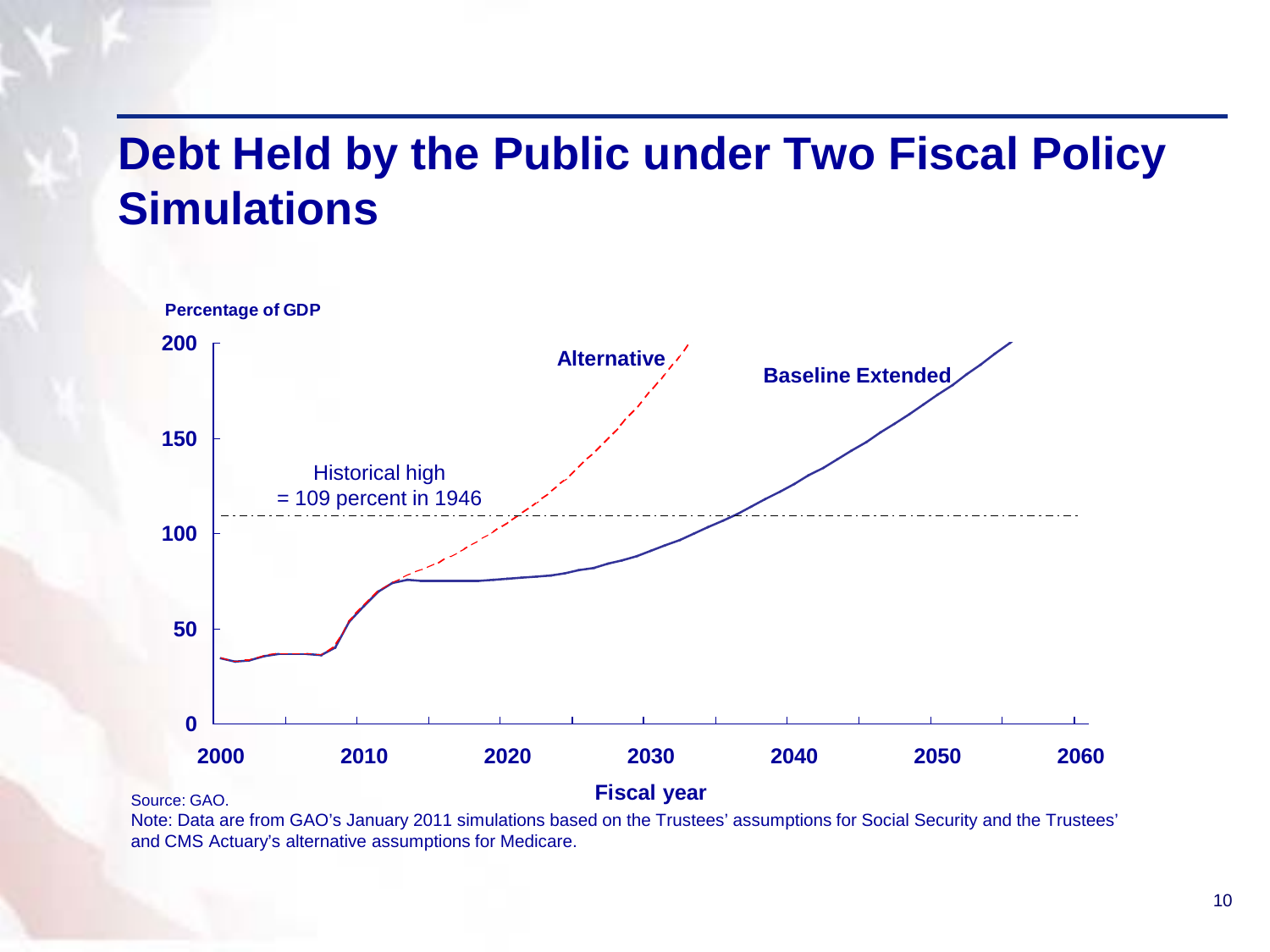# Debt Held by the Public under Two Fiscal Policy Simulations

Percentage of GDP

200

150

100

50

0

2000 2010 2020 2030 2040 2050 2060

Fiscal year

Alternative

Baseline Extended

Historical high
= 109 percent in 1946

Source: GAO.

Note: Data are from GAO's January 2011 simulations based on the Trustees' assumptions for Social Security and the Trustees' and CMS Actuary's alternative assumptions for Medicare.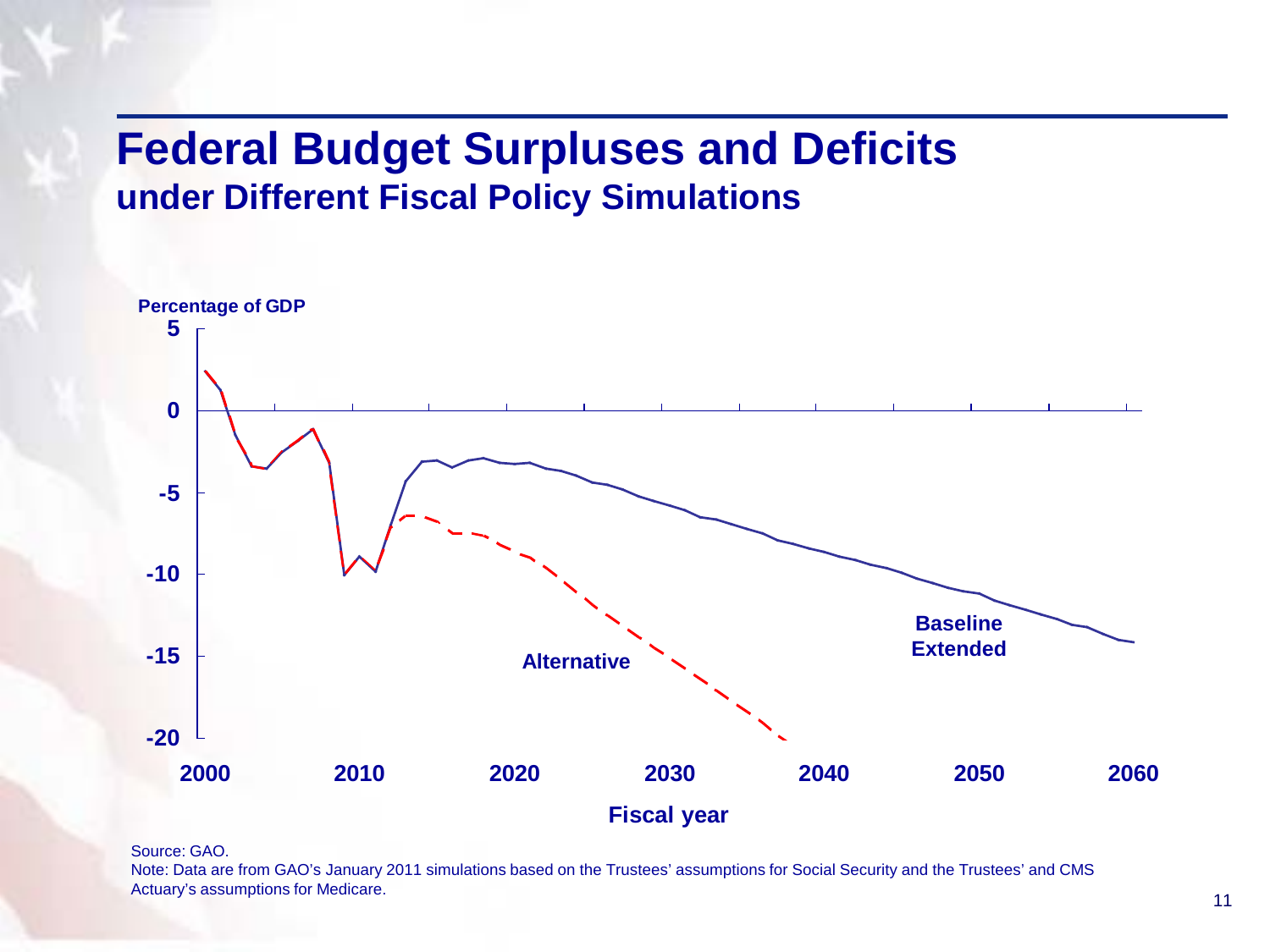# Federal Budget Surpluses and Deficits

## under Different Fiscal Policy Simulations

Percentage of GDP

5

0

-5

-10

-15

-20

2000 2010 2020 2030 2040 2050 2060

Fiscal year

Alternative

Baseline Extended

Source: GAO.

Note: Data are from GAO's January 2011 simulations based on the Trustees' assumptions for Social Security and the Trustees' and CMS Actuary's assumptions for Medicare.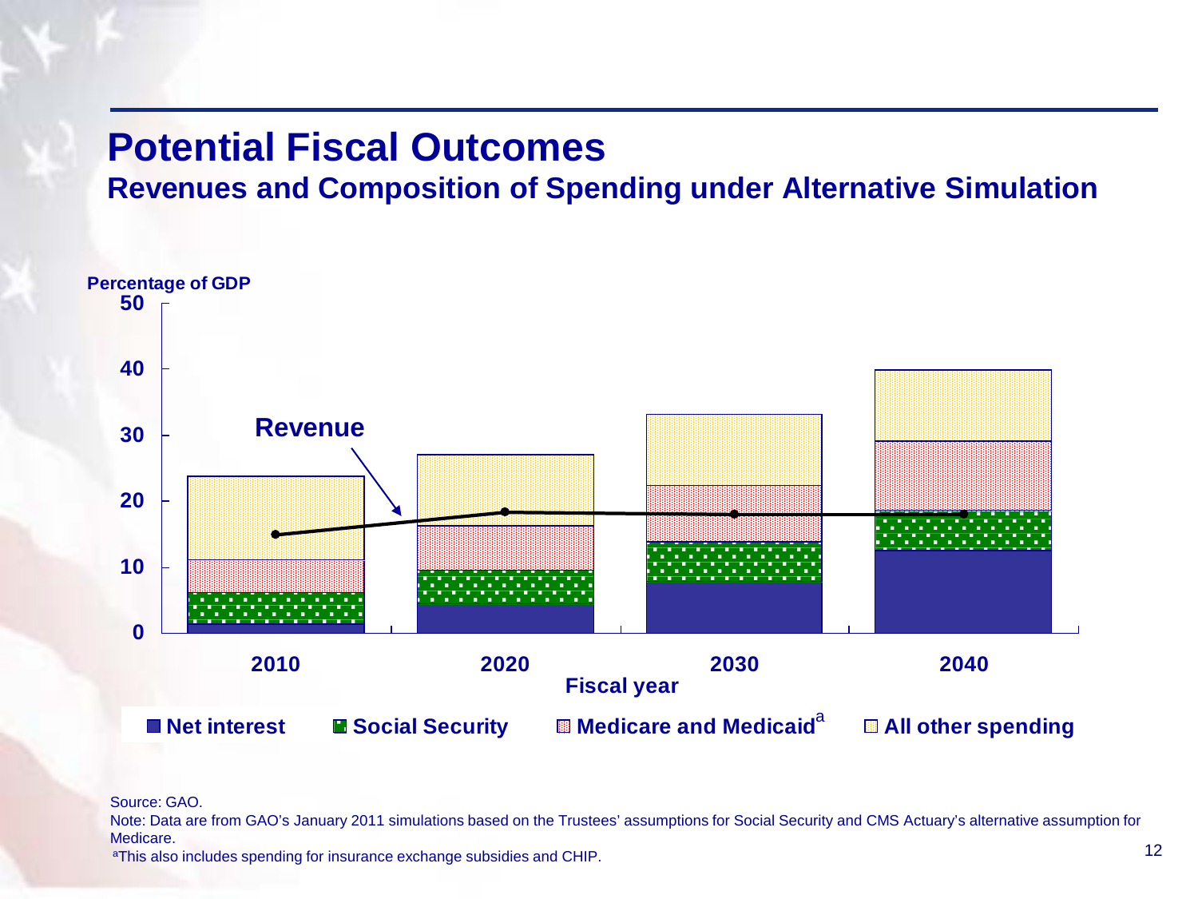# Potential Fiscal Outcomes

## Revenues and Composition of Spending under Alternative Simulation

Percentage of GDP

50

40

30

20

10

0

Revenue

2010 2020 2030 2040

Fiscal year

■ Net interest ■ Social Security ■ Medicare and Medicaid[a] ■ All other spending

Source: GAO.

Note: Data are from GAO's January 2011 simulations based on the Trustees' assumptions for Social Security and CMS Actuary's alternative assumption for Medicare.

[a]This also includes spending for insurance exchange subsidies and CHIP.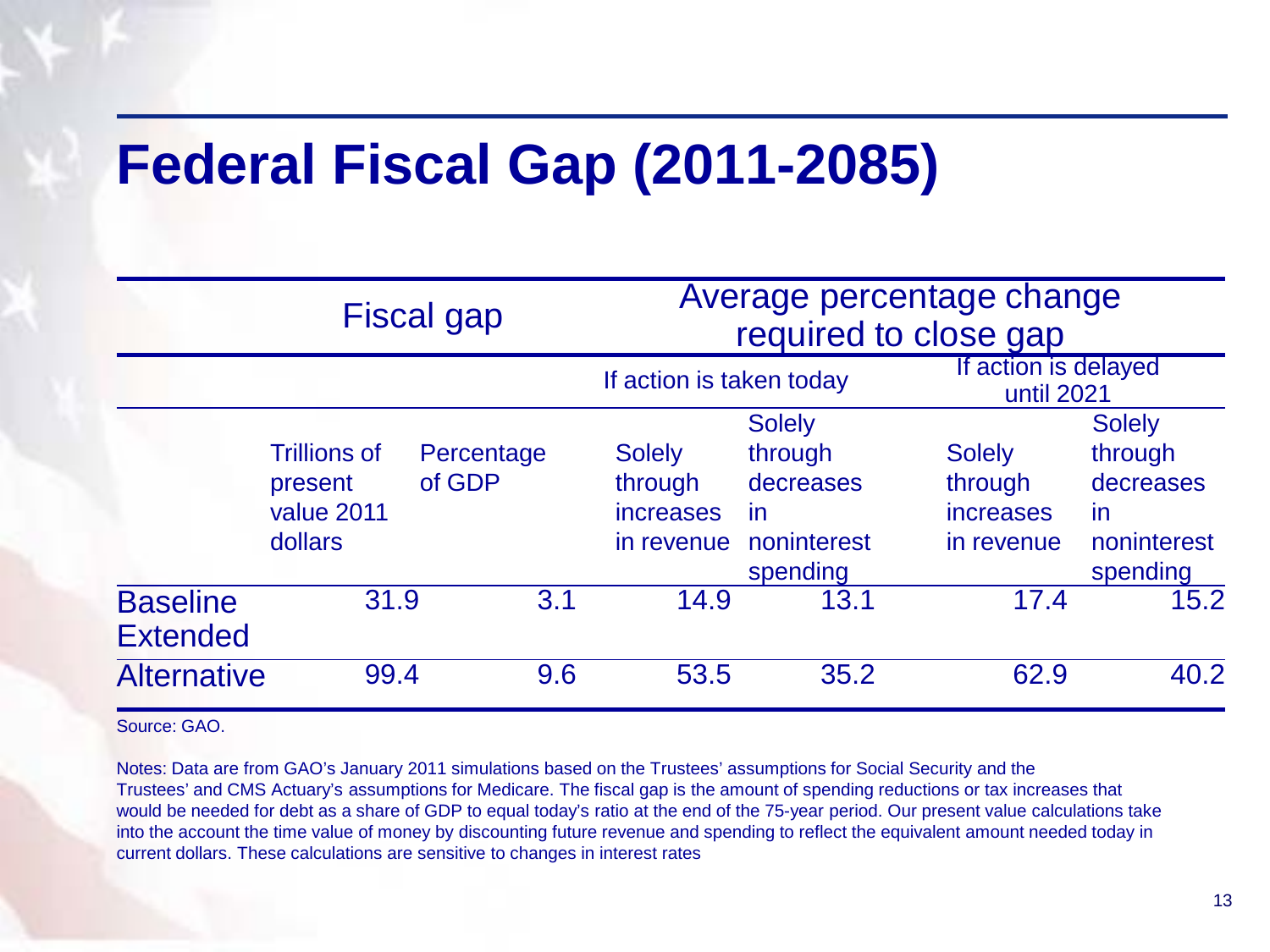# Federal Fiscal Gap (2011-2085)

| | Fiscal gap | | Average percentage change required to close gap | | | |
|---|---|---|---|---|---|---|
| | | | If action is taken today | | If action is delayed until 2021 | |
| | Trillions of present value 2011 dollars | Percentage of GDP | Solely through increases in revenue | Solely through decreases in noninterest spending | Solely through increases in revenue | Solely through decreases in noninterest spending |
| **Baseline Extended** | 31.9 | 3.1 | 14.9 | 13.1 | 17.4 | 15.2 |
| **Alternative** | 99.4 | 9.6 | 53.5 | 35.2 | 62.9 | 40.2 |

Source: GAO.

Notes: Data are from GAO's January 2011 simulations based on the Trustees' assumptions for Social Security and the Trustees' and CMS Actuary's assumptions for Medicare. The fiscal gap is the amount of spending reductions or tax increases that would be needed for debt as a share of GDP to equal today's ratio at the end of the 75-year period. Our present value calculations take into the account the time value of money by discounting future revenue and spending to reflect the equivalent amount needed today in current dollars. These calculations are sensitive to changes in interest rates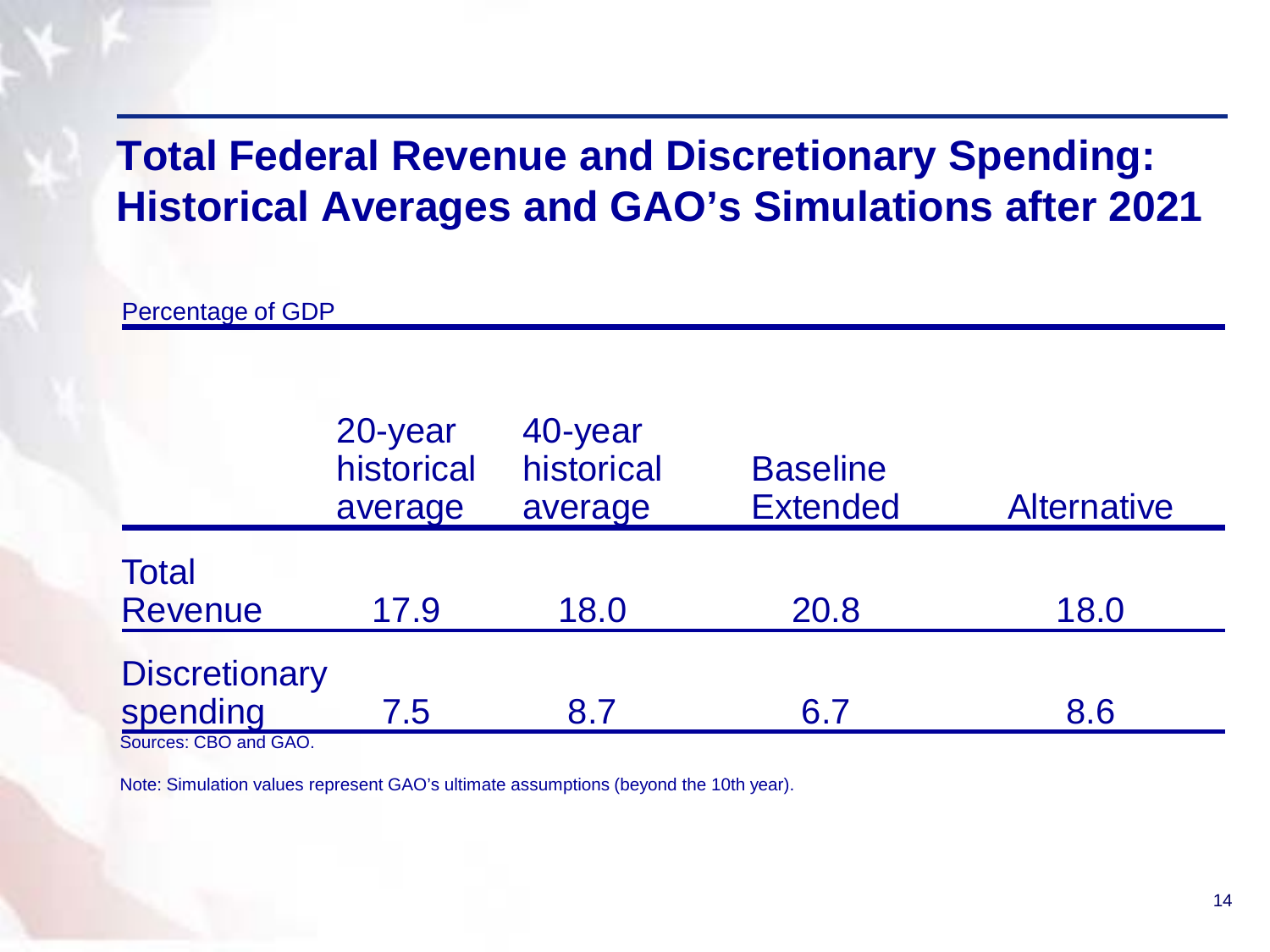# Total Federal Revenue and Discretionary Spending: Historical Averages and GAO's Simulations after 2021

Percentage of GDP

| | 20-year historical average | 40-year historical average | Baseline Extended | Alternative |
|---|---|---|---|---|
| Total Revenue | 17.9 | 18.0 | 20.8 | 18.0 |
| Discretionary spending | 7.5 | 8.7 | 6.7 | 8.6 |

Sources: CBO and GAO.

Note: Simulation values represent GAO's ultimate assumptions (beyond the 10th year).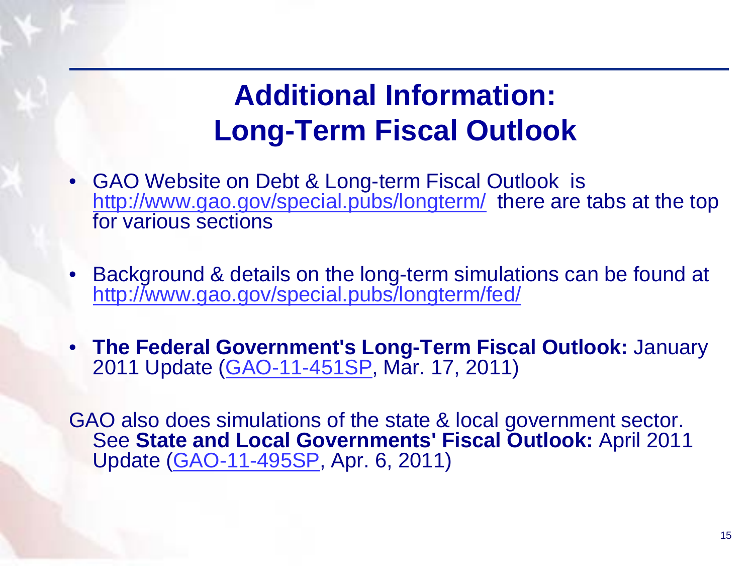# Additional Information: Long-Term Fiscal Outlook

- GAO Website on Debt & Long-term Fiscal Outlook is http://www.gao.gov/special.pubs/longterm/ there are tabs at the top for various sections

- Background & details on the long-term simulations can be found at http://www.gao.gov/special.pubs/longterm/fed/

- **The Federal Government's Long-Term Fiscal Outlook:** January 2011 Update (GAO-11-451SP, Mar. 17, 2011)

GAO also does simulations of the state & local government sector. See **State and Local Governments' Fiscal Outlook:** April 2011 Update (GAO-11-495SP, Apr. 6, 2011)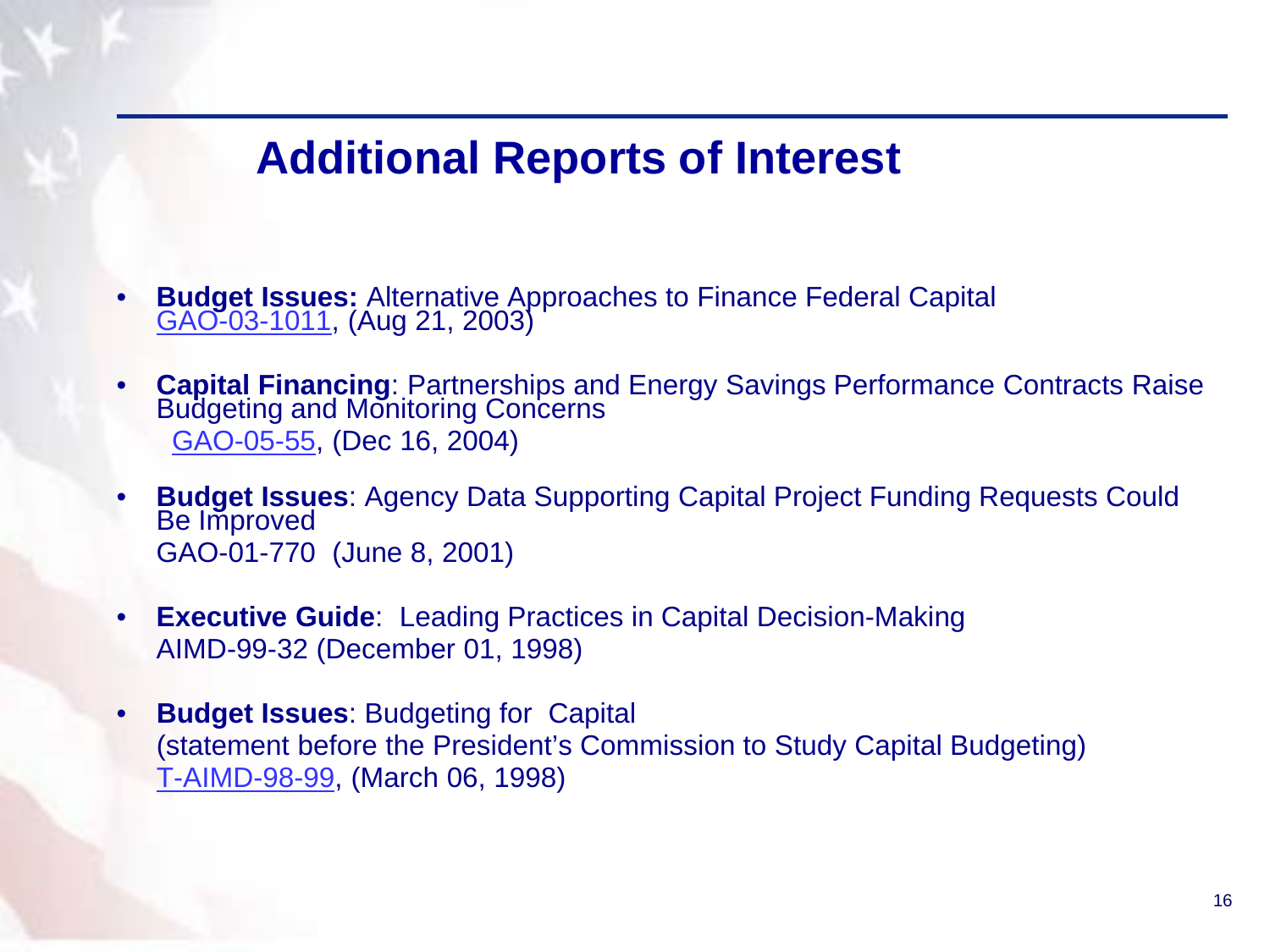# Additional Reports of Interest

- **Budget Issues:** Alternative Approaches to Finance Federal Capital
  GAO-03-1011, (Aug 21, 2003)

- **Capital Financing**: Partnerships and Energy Savings Performance Contracts Raise Budgeting and Monitoring Concerns
  GAO-05-55, (Dec 16, 2004)

- **Budget Issues**: Agency Data Supporting Capital Project Funding Requests Could Be Improved
  GAO-01-770 (June 8, 2001)

- **Executive Guide**: Leading Practices in Capital Decision-Making
  AIMD-99-32 (December 01, 1998)

- **Budget Issues**: Budgeting for Capital
  (statement before the President's Commission to Study Capital Budgeting)
  T-AIMD-98-99, (March 06, 1998)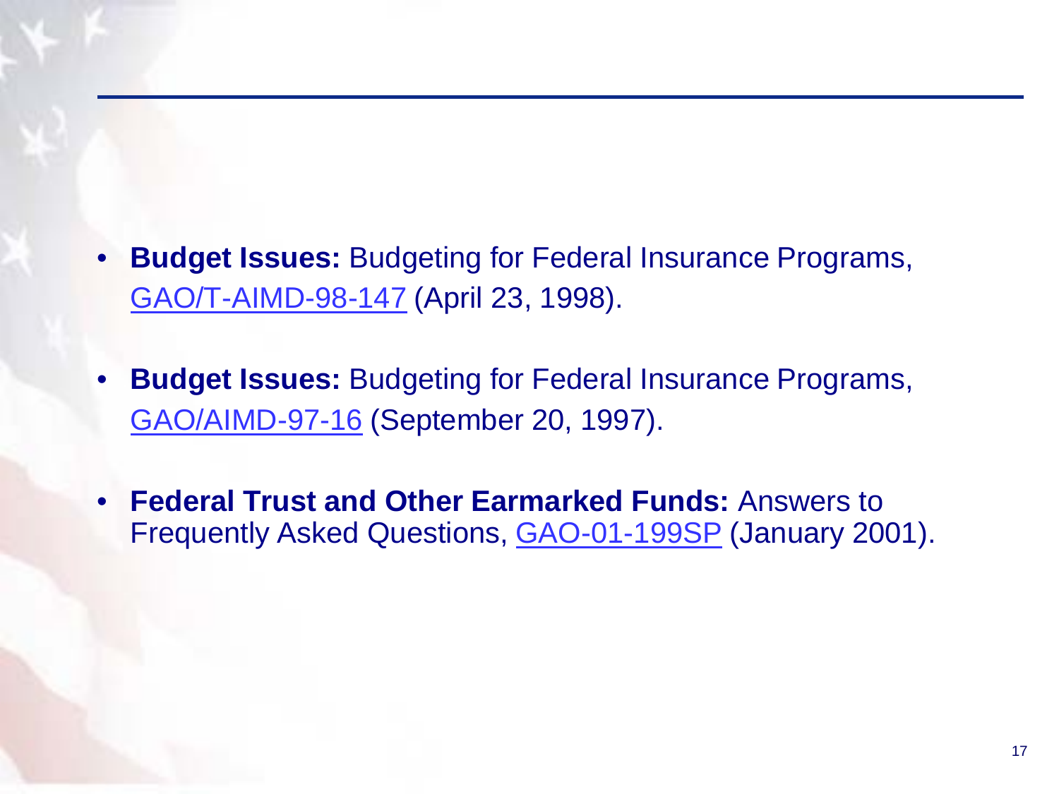- **Budget Issues:** Budgeting for Federal Insurance Programs, GAO/T-AIMD-98-147 (April 23, 1998).

- **Budget Issues:** Budgeting for Federal Insurance Programs, GAO/AIMD-97-16 (September 20, 1997).

- **Federal Trust and Other Earmarked Funds:** Answers to Frequently Asked Questions, GAO-01-199SP (January 2001).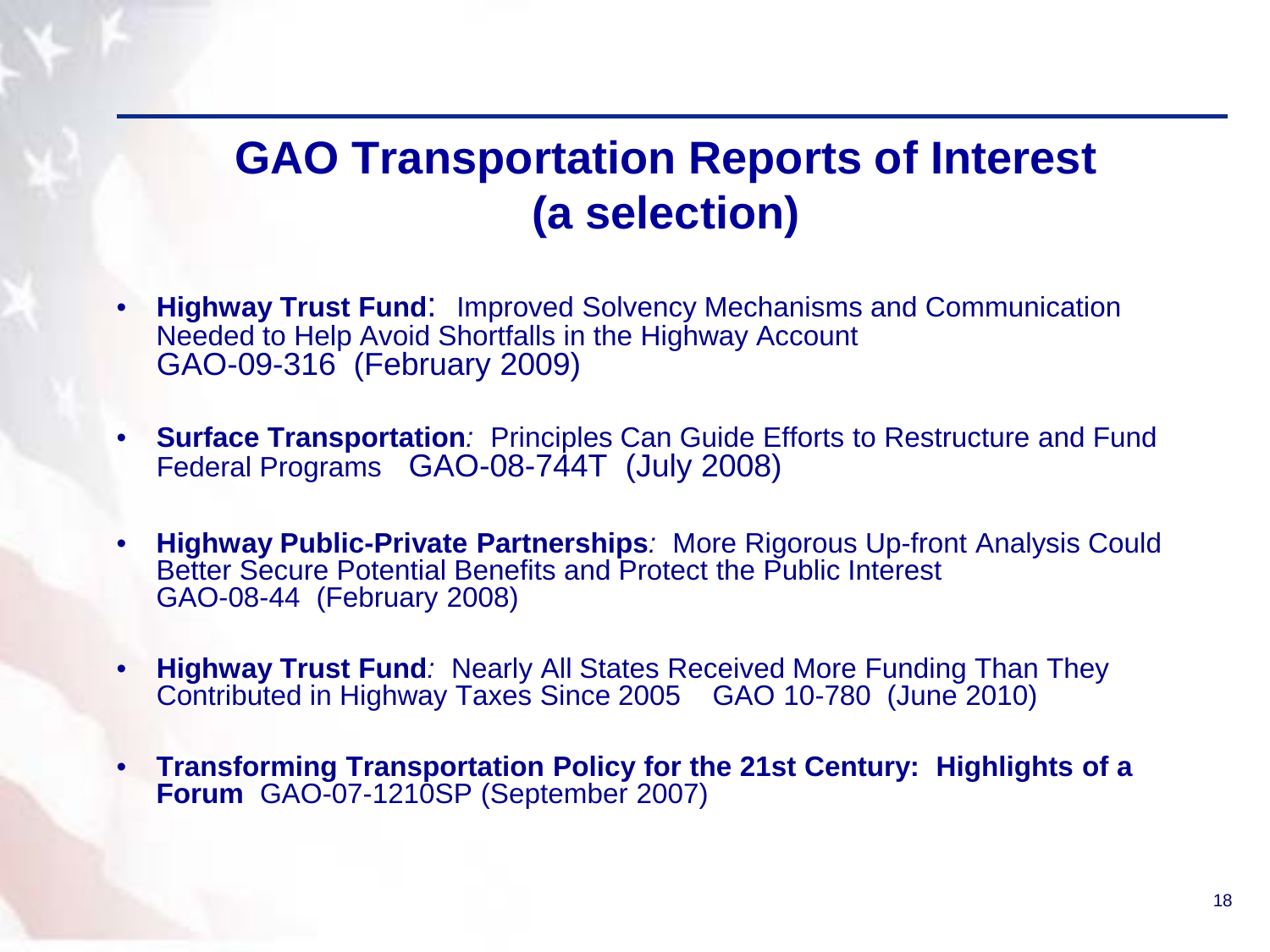# GAO Transportation Reports of Interest (a selection)

- **Highway Trust Fund**: Improved Solvency Mechanisms and Communication Needed to Help Avoid Shortfalls in the Highway Account GAO-09-316 (February 2009)
- **Surface Transportation***:* Principles Can Guide Efforts to Restructure and Fund Federal Programs GAO-08-744T (July 2008)
- **Highway Public-Private Partnerships***:* More Rigorous Up-front Analysis Could Better Secure Potential Benefits and Protect the Public Interest GAO-08-44 (February 2008)
- **Highway Trust Fund***:* Nearly All States Received More Funding Than They Contributed in Highway Taxes Since 2005 GAO 10-780 (June 2010)
- **Transforming Transportation Policy for the 21st Century: Highlights of a Forum** GAO-07-1210SP (September 2007)